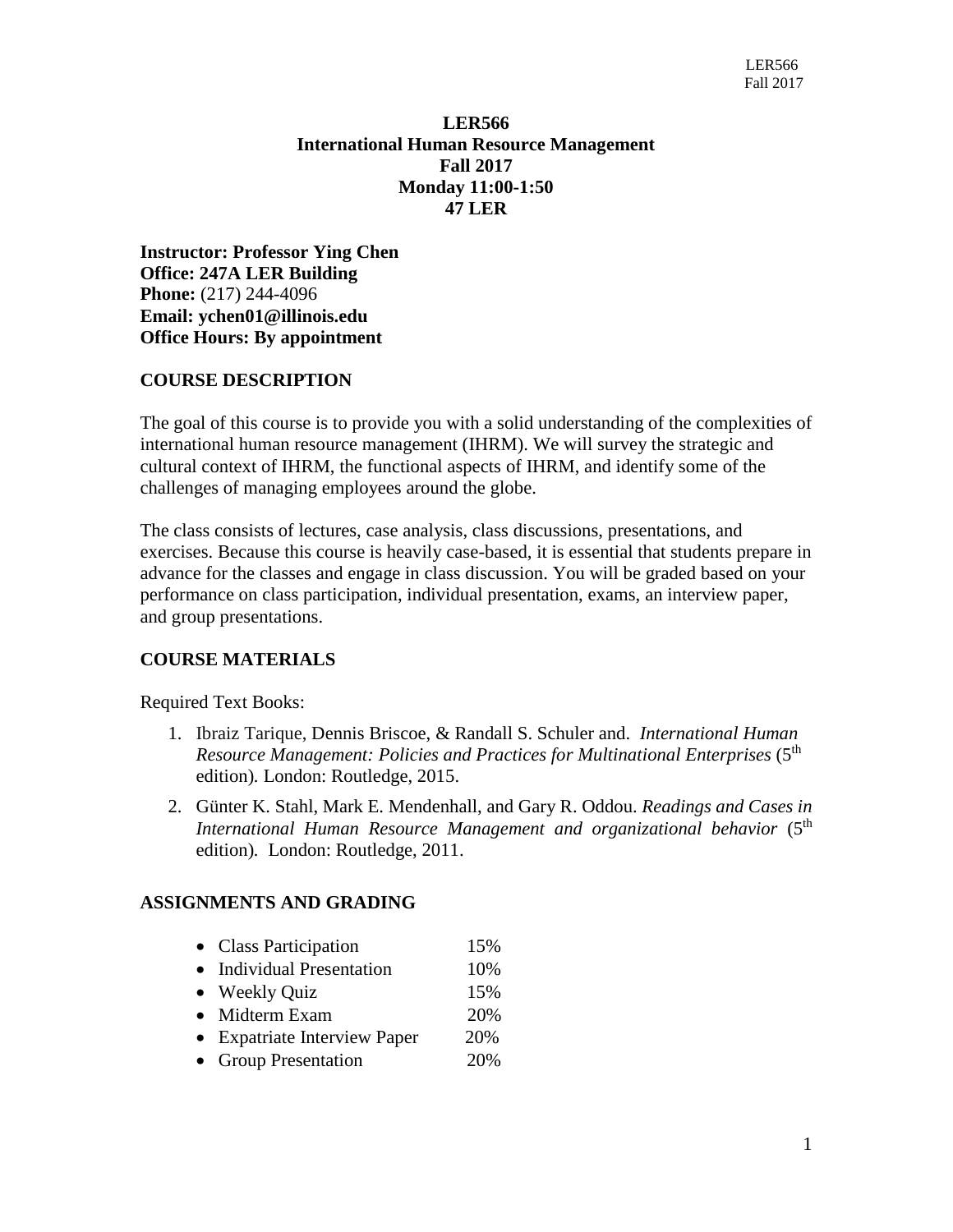# LER566
## International Human Resource Management
## Fall 2017
## Monday 11:00-1:50
## 47 LER

**Instructor: Professor Ying Chen**
**Office: 247A LER Building**
**Phone:** (217) 244-4096
**Email: ychen01@illinois.edu**
**Office Hours: By appointment**

### COURSE DESCRIPTION

The goal of this course is to provide you with a solid understanding of the complexities of international human resource management (IHRM). We will survey the strategic and cultural context of IHRM, the functional aspects of IHRM, and identify some of the challenges of managing employees around the globe.

The class consists of lectures, case analysis, class discussions, presentations, and exercises. Because this course is heavily case-based, it is essential that students prepare in advance for the classes and engage in class discussion. You will be graded based on your performance on class participation, individual presentation, exams, an interview paper, and group presentations.

### COURSE MATERIALS

Required Text Books:

1. Ibraiz Tarique, Dennis Briscoe, & Randall S. Schuler and. *International Human Resource Management: Policies and Practices for Multinational Enterprises* (5th edition). London: Routledge, 2015.
2. Günter K. Stahl, Mark E. Mendenhall, and Gary R. Oddou. *Readings and Cases in International Human Resource Management and organizational behavior* (5th edition). London: Routledge, 2011.

### ASSIGNMENTS AND GRADING

- Class Participation 15%
- Individual Presentation 10%
- Weekly Quiz 15%
- Midterm Exam 20%
- Expatriate Interview Paper 20%
- Group Presentation 20%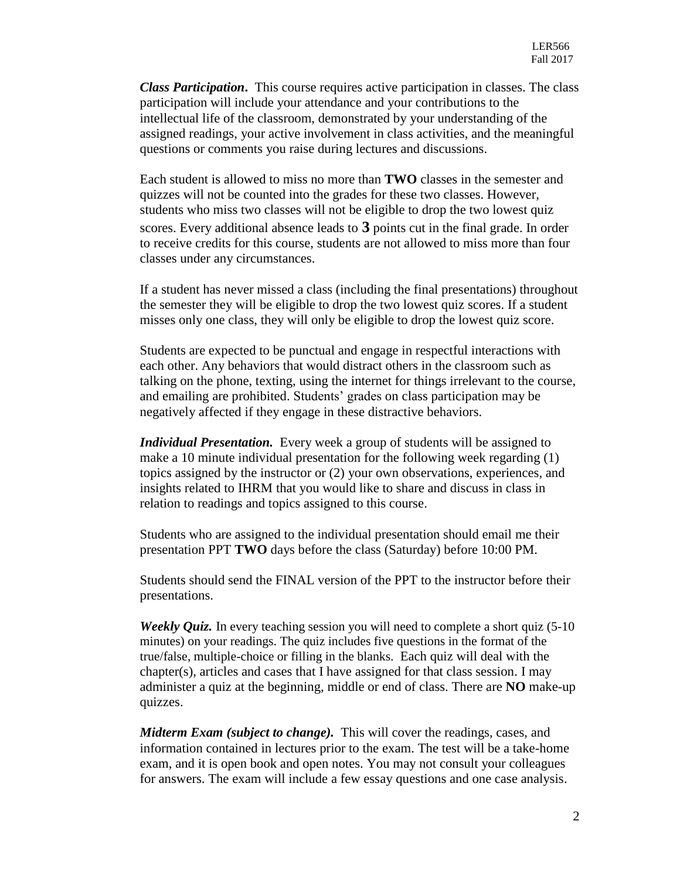***Class Participation***. This course requires active participation in classes. The class participation will include your attendance and your contributions to the intellectual life of the classroom, demonstrated by your understanding of the assigned readings, your active involvement in class activities, and the meaningful questions or comments you raise during lectures and discussions.

Each student is allowed to miss no more than **TWO** classes in the semester and quizzes will not be counted into the grades for these two classes. However, students who miss two classes will not be eligible to drop the two lowest quiz scores. Every additional absence leads to **3** points cut in the final grade. In order to receive credits for this course, students are not allowed to miss more than four classes under any circumstances.

If a student has never missed a class (including the final presentations) throughout the semester they will be eligible to drop the two lowest quiz scores. If a student misses only one class, they will only be eligible to drop the lowest quiz score.

Students are expected to be punctual and engage in respectful interactions with each other. Any behaviors that would distract others in the classroom such as talking on the phone, texting, using the internet for things irrelevant to the course, and emailing are prohibited. Students' grades on class participation may be negatively affected if they engage in these distractive behaviors.

***Individual Presentation.*** Every week a group of students will be assigned to make a 10 minute individual presentation for the following week regarding (1) topics assigned by the instructor or (2) your own observations, experiences, and insights related to IHRM that you would like to share and discuss in class in relation to readings and topics assigned to this course.

Students who are assigned to the individual presentation should email me their presentation PPT **TWO** days before the class (Saturday) before 10:00 PM.

Students should send the FINAL version of the PPT to the instructor before their presentations.

***Weekly Quiz.*** In every teaching session you will need to complete a short quiz (5-10 minutes) on your readings. The quiz includes five questions in the format of the true/false, multiple-choice or filling in the blanks. Each quiz will deal with the chapter(s), articles and cases that I have assigned for that class session. I may administer a quiz at the beginning, middle or end of class. There are **NO** make-up quizzes.

***Midterm Exam (subject to change).*** This will cover the readings, cases, and information contained in lectures prior to the exam. The test will be a take-home exam, and it is open book and open notes. You may not consult your colleagues for answers. The exam will include a few essay questions and one case analysis.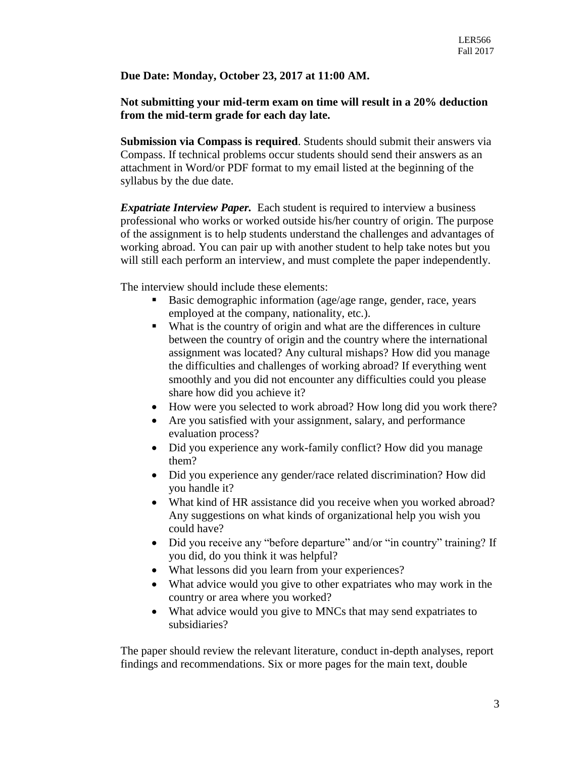**Due Date: Monday, October 23, 2017 at 11:00 AM.**

**Not submitting your mid-term exam on time will result in a 20% deduction from the mid-term grade for each day late.**

**Submission via Compass is required**. Students should submit their answers via Compass. If technical problems occur students should send their answers as an attachment in Word/or PDF format to my email listed at the beginning of the syllabus by the due date.

***Expatriate Interview Paper.*** Each student is required to interview a business professional who works or worked outside his/her country of origin. The purpose of the assignment is to help students understand the challenges and advantages of working abroad. You can pair up with another student to help take notes but you will still each perform an interview, and must complete the paper independently.

The interview should include these elements:

- Basic demographic information (age/age range, gender, race, years employed at the company, nationality, etc.).
- What is the country of origin and what are the differences in culture between the country of origin and the country where the international assignment was located? Any cultural mishaps? How did you manage the difficulties and challenges of working abroad? If everything went smoothly and you did not encounter any difficulties could you please share how did you achieve it?
- How were you selected to work abroad? How long did you work there?
- Are you satisfied with your assignment, salary, and performance evaluation process?
- Did you experience any work-family conflict? How did you manage them?
- Did you experience any gender/race related discrimination? How did you handle it?
- What kind of HR assistance did you receive when you worked abroad? Any suggestions on what kinds of organizational help you wish you could have?
- Did you receive any "before departure" and/or "in country" training? If you did, do you think it was helpful?
- What lessons did you learn from your experiences?
- What advice would you give to other expatriates who may work in the country or area where you worked?
- What advice would you give to MNCs that may send expatriates to subsidiaries?

The paper should review the relevant literature, conduct in-depth analyses, report findings and recommendations. Six or more pages for the main text, double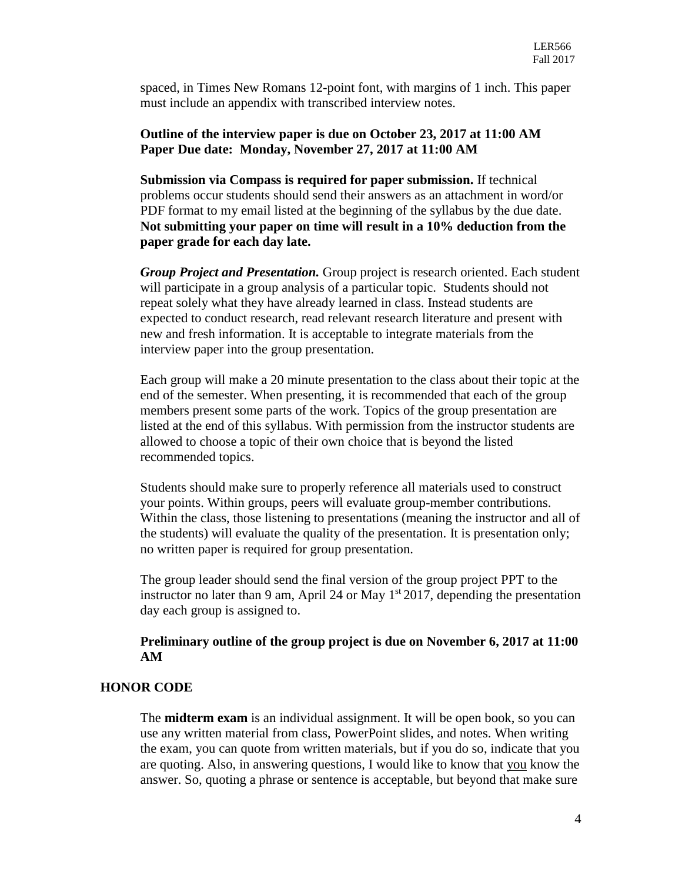spaced, in Times New Romans 12-point font, with margins of 1 inch. This paper must include an appendix with transcribed interview notes.

**Outline of the interview paper is due on October 23, 2017 at 11:00 AM**
**Paper Due date: Monday, November 27, 2017 at 11:00 AM**

**Submission via Compass is required for paper submission.** If technical problems occur students should send their answers as an attachment in word/or PDF format to my email listed at the beginning of the syllabus by the due date. **Not submitting your paper on time will result in a 10% deduction from the paper grade for each day late.**

***Group Project and Presentation.*** Group project is research oriented. Each student will participate in a group analysis of a particular topic. Students should not repeat solely what they have already learned in class. Instead students are expected to conduct research, read relevant research literature and present with new and fresh information. It is acceptable to integrate materials from the interview paper into the group presentation.

Each group will make a 20 minute presentation to the class about their topic at the end of the semester. When presenting, it is recommended that each of the group members present some parts of the work. Topics of the group presentation are listed at the end of this syllabus. With permission from the instructor students are allowed to choose a topic of their own choice that is beyond the listed recommended topics.

Students should make sure to properly reference all materials used to construct your points. Within groups, peers will evaluate group-member contributions. Within the class, those listening to presentations (meaning the instructor and all of the students) will evaluate the quality of the presentation. It is presentation only; no written paper is required for group presentation.

The group leader should send the final version of the group project PPT to the instructor no later than 9 am, April 24 or May 1st 2017, depending the presentation day each group is assigned to.

**Preliminary outline of the group project is due on November 6, 2017 at 11:00 AM**

## HONOR CODE

The **midterm exam** is an individual assignment. It will be open book, so you can use any written material from class, PowerPoint slides, and notes. When writing the exam, you can quote from written materials, but if you do so, indicate that you are quoting. Also, in answering questions, I would like to know that <u>you</u> know the answer. So, quoting a phrase or sentence is acceptable, but beyond that make sure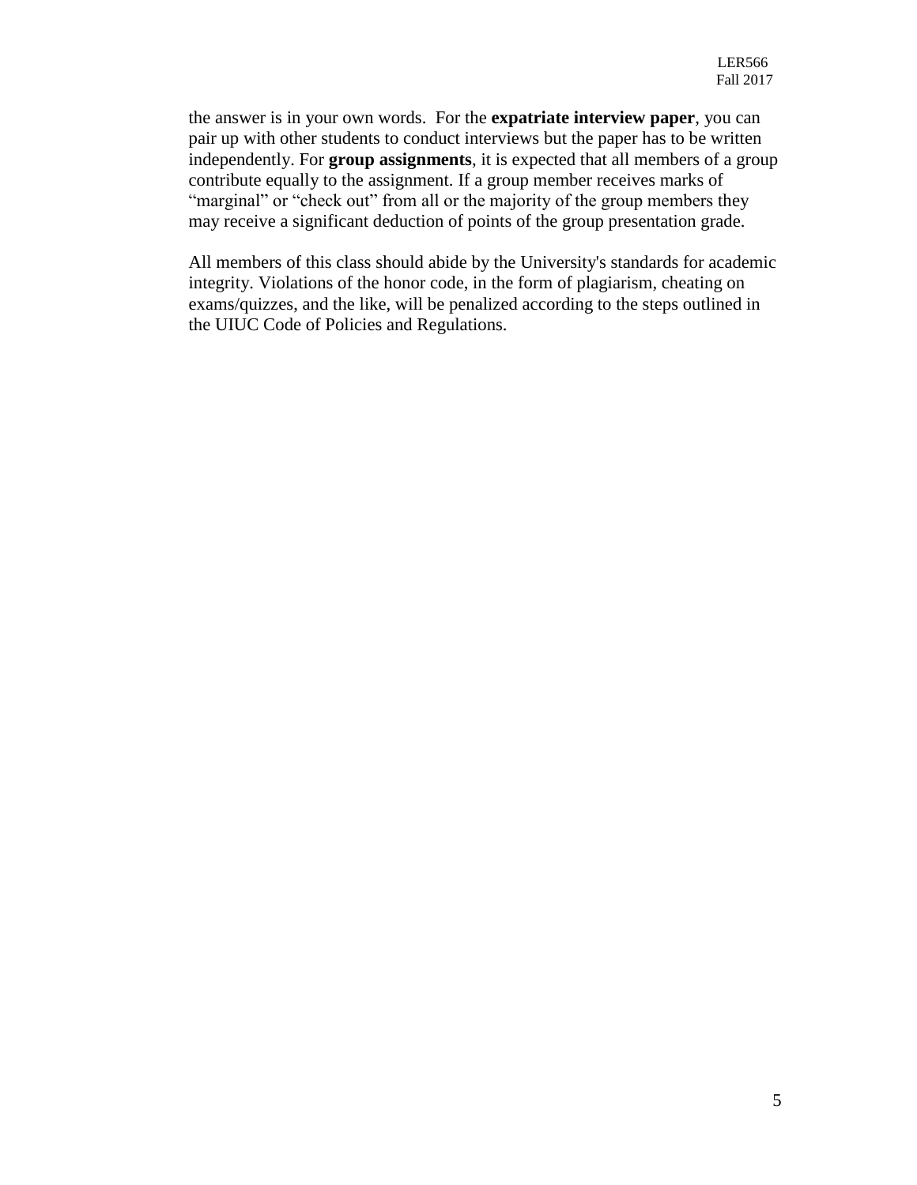the answer is in your own words. For the **expatriate interview paper**, you can pair up with other students to conduct interviews but the paper has to be written independently. For **group assignments**, it is expected that all members of a group contribute equally to the assignment. If a group member receives marks of "marginal" or "check out" from all or the majority of the group members they may receive a significant deduction of points of the group presentation grade.

All members of this class should abide by the University's standards for academic integrity. Violations of the honor code, in the form of plagiarism, cheating on exams/quizzes, and the like, will be penalized according to the steps outlined in the UIUC Code of Policies and Regulations.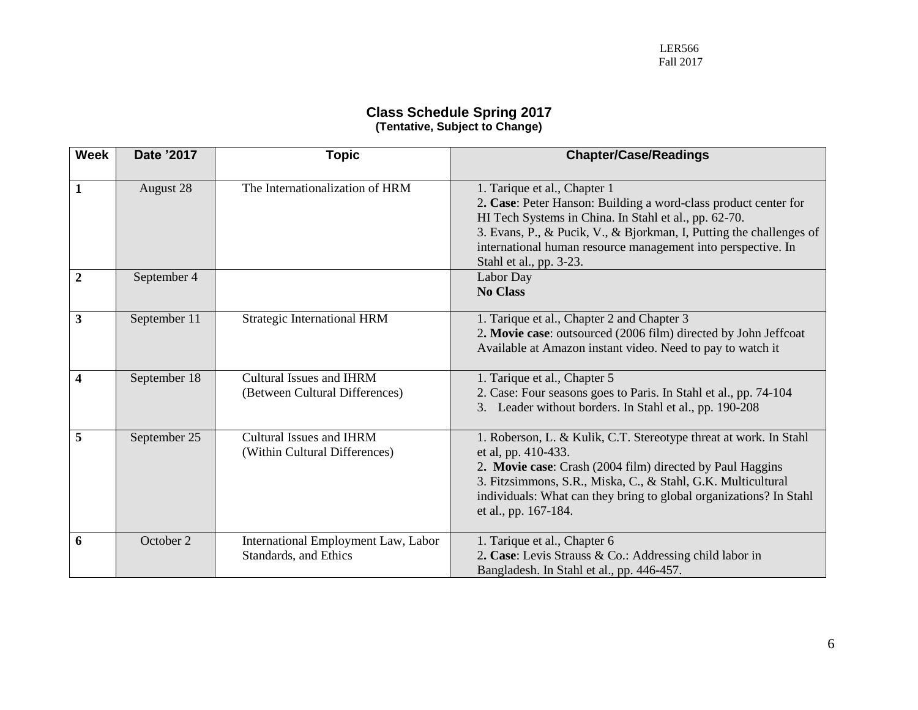## Class Schedule Spring 2017
**(Tentative, Subject to Change)**

| Week | Date '2017 | Topic | Chapter/Case/Readings |
|---|---|---|---|
| **1** | August 28 | The Internationalization of HRM | 1. Tarique et al., Chapter 1<br>2**. Case**: Peter Hanson: Building a word-class product center for HI Tech Systems in China. In Stahl et al., pp. 62-70.<br>3. Evans, P., & Pucik, V., & Bjorkman, I, Putting the challenges of international human resource management into perspective. In Stahl et al., pp. 3-23. |
| **2** | September 4 | | Labor Day<br>**No Class** |
| **3** | September 11 | Strategic International HRM | 1. Tarique et al., Chapter 2 and Chapter 3<br>2**. Movie case**: outsourced (2006 film) directed by John Jeffcoat Available at Amazon instant video. Need to pay to watch it |
| **4** | September 18 | Cultural Issues and IHRM (Between Cultural Differences) | 1. Tarique et al., Chapter 5<br>2. Case: Four seasons goes to Paris. In Stahl et al., pp. 74-104<br>3. Leader without borders. In Stahl et al., pp. 190-208 |
| **5** | September 25 | Cultural Issues and IHRM (Within Cultural Differences) | 1. Roberson, L. & Kulik, C.T. Stereotype threat at work. In Stahl et al, pp. 410-433.<br>2**. Movie case**: Crash (2004 film) directed by Paul Haggins<br>3. Fitzsimmons, S.R., Miska, C., & Stahl, G.K. Multicultural individuals: What can they bring to global organizations? In Stahl et al., pp. 167-184. |
| **6** | October 2 | International Employment Law, Labor Standards, and Ethics | 1. Tarique et al., Chapter 6<br>2**. Case**: Levis Strauss & Co.: Addressing child labor in Bangladesh. In Stahl et al., pp. 446-457. |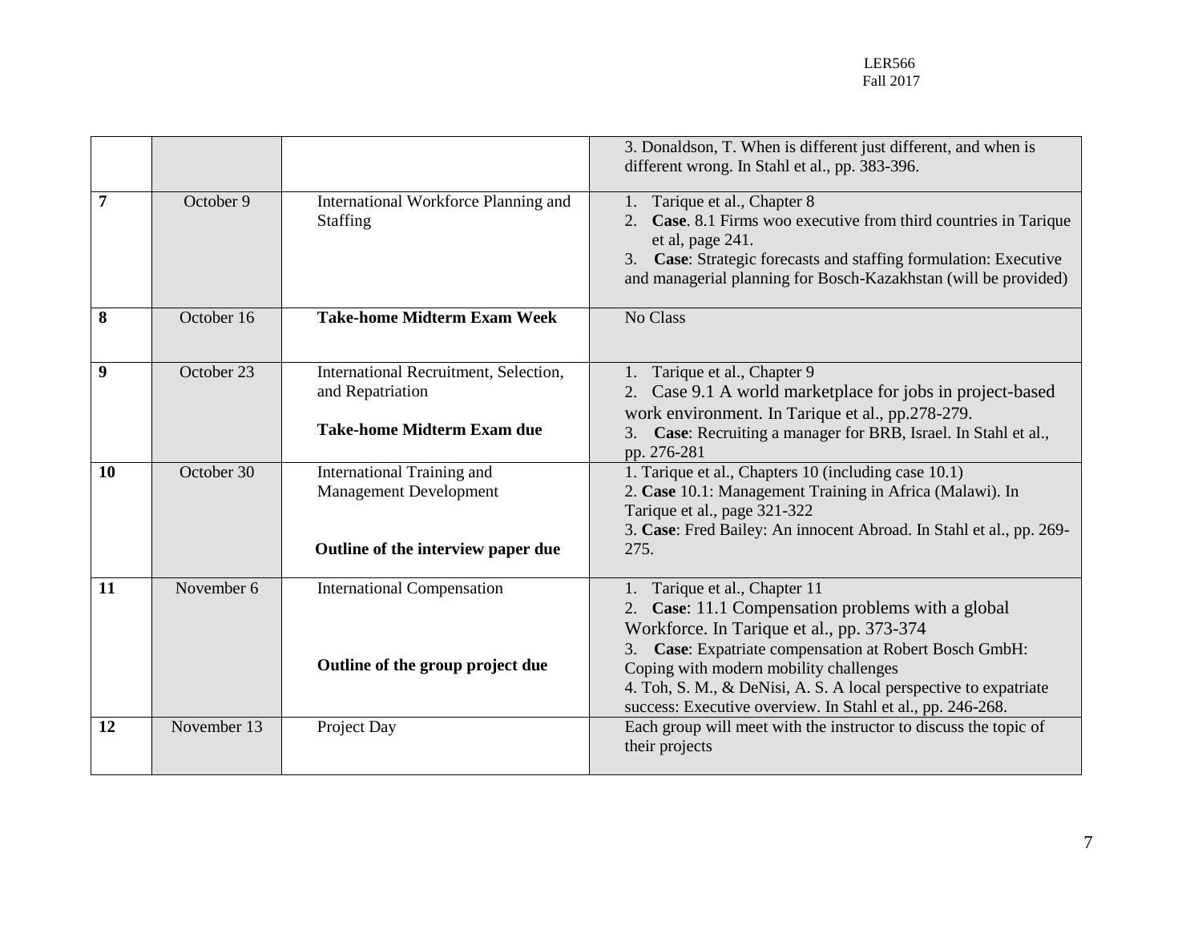| | | | |
|---|---|---|---|
| | | | 3. Donaldson, T. When is different just different, and when is different wrong. In Stahl et al., pp. 383-396. |
| **7** | October 9 | International Workforce Planning and Staffing | 1. Tarique et al., Chapter 8<br>2. **Case**. 8.1 Firms woo executive from third countries in Tarique et al, page 241.<br>3. **Case**: Strategic forecasts and staffing formulation: Executive and managerial planning for Bosch-Kazakhstan (will be provided) |
| **8** | October 16 | **Take-home Midterm Exam Week** | No Class |
| **9** | October 23 | International Recruitment, Selection, and Repatriation<br><br>**Take-home Midterm Exam due** | 1. Tarique et al., Chapter 9<br>2. Case 9.1 A world marketplace for jobs in project-based work environment. In Tarique et al., pp.278-279.<br>3. **Case**: Recruiting a manager for BRB, Israel. In Stahl et al., pp. 276-281 |
| **10** | October 30 | International Training and Management Development<br><br>**Outline of the interview paper due** | 1. Tarique et al., Chapters 10 (including case 10.1)<br>2. **Case** 10.1: Management Training in Africa (Malawi). In Tarique et al., page 321-322<br>3. **Case**: Fred Bailey: An innocent Abroad. In Stahl et al., pp. 269-275. |
| **11** | November 6 | International Compensation<br><br>**Outline of the group project due** | 1. Tarique et al., Chapter 11<br>2. **Case**: 11.1 Compensation problems with a global Workforce. In Tarique et al., pp. 373-374<br>3. **Case**: Expatriate compensation at Robert Bosch GmbH: Coping with modern mobility challenges<br>4. Toh, S. M., & DeNisi, A. S. A local perspective to expatriate success: Executive overview. In Stahl et al., pp. 246-268. |
| **12** | November 13 | Project Day | Each group will meet with the instructor to discuss the topic of their projects |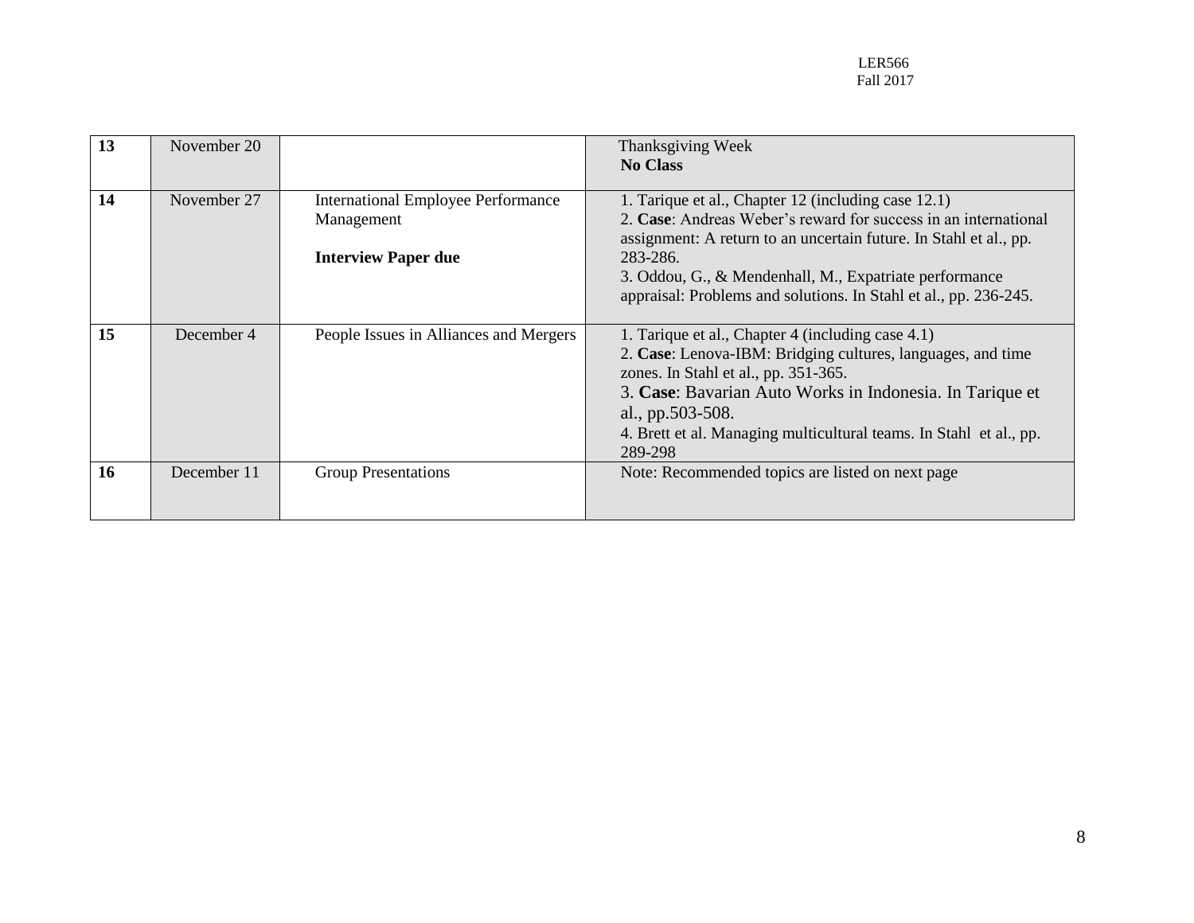| **13** | November 20 | | Thanksgiving Week<br>**No Class** |
|---|---|---|---|
| **14** | November 27 | International Employee Performance Management<br><br>**Interview Paper due** | 1. Tarique et al., Chapter 12 (including case 12.1)<br>2. **Case**: Andreas Weber's reward for success in an international assignment: A return to an uncertain future. In Stahl et al., pp. 283-286.<br>3. Oddou, G., & Mendenhall, M., Expatriate performance appraisal: Problems and solutions. In Stahl et al., pp. 236-245. |
| **15** | December 4 | People Issues in Alliances and Mergers | 1. Tarique et al., Chapter 4 (including case 4.1)<br>2. **Case**: Lenova-IBM: Bridging cultures, languages, and time zones. In Stahl et al., pp. 351-365.<br>3. **Case**: Bavarian Auto Works in Indonesia. In Tarique et al., pp.503-508.<br>4. Brett et al. Managing multicultural teams. In Stahl et al., pp. 289-298 |
| **16** | December 11 | Group Presentations | Note: Recommended topics are listed on next page |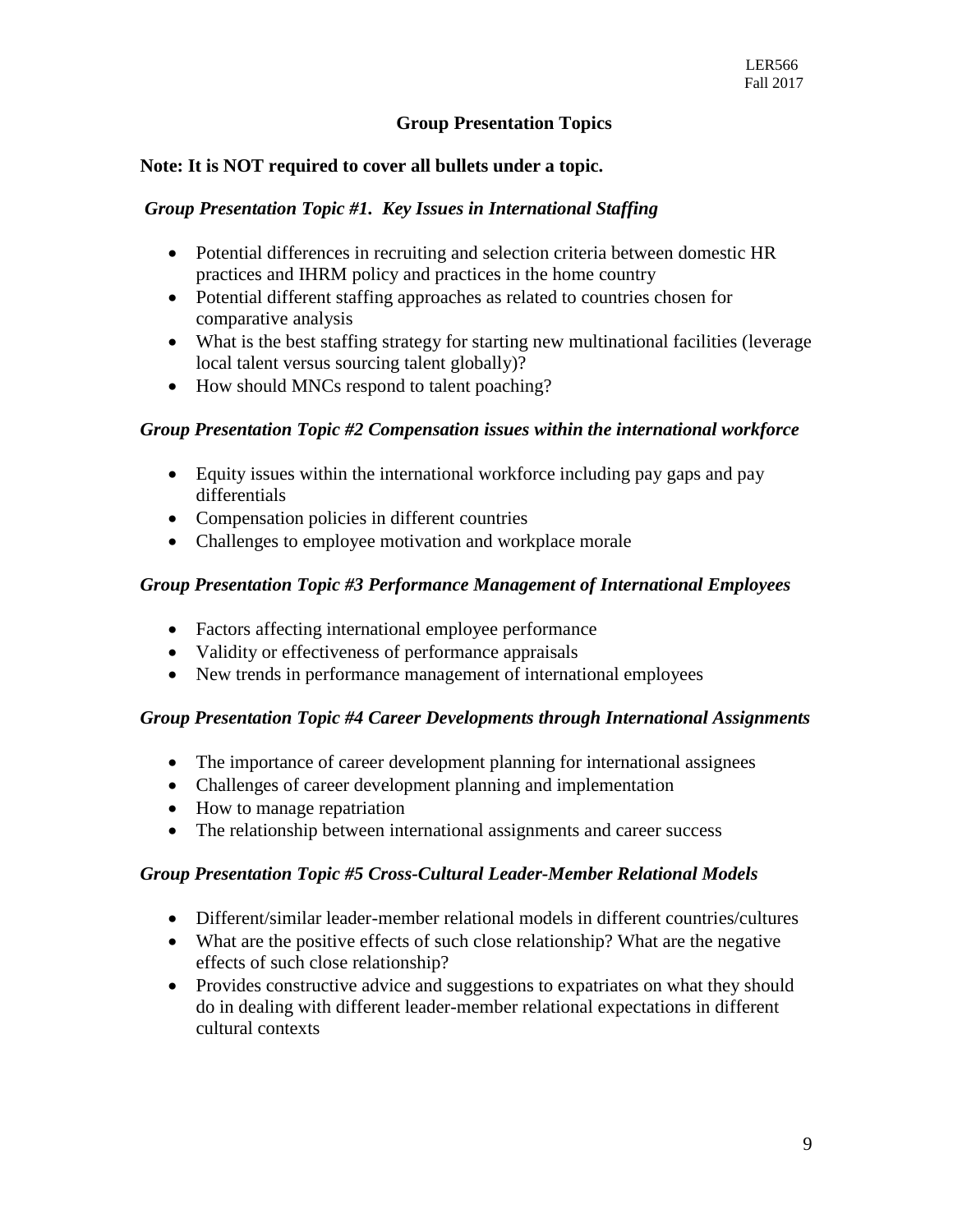## Group Presentation Topics

**Note: It is NOT required to cover all bullets under a topic.**

### *Group Presentation Topic #1. Key Issues in International Staffing*

- Potential differences in recruiting and selection criteria between domestic HR practices and IHRM policy and practices in the home country
- Potential different staffing approaches as related to countries chosen for comparative analysis
- What is the best staffing strategy for starting new multinational facilities (leverage local talent versus sourcing talent globally)?
- How should MNCs respond to talent poaching?

### *Group Presentation Topic #2 Compensation issues within the international workforce*

- Equity issues within the international workforce including pay gaps and pay differentials
- Compensation policies in different countries
- Challenges to employee motivation and workplace morale

### *Group Presentation Topic #3 Performance Management of International Employees*

- Factors affecting international employee performance
- Validity or effectiveness of performance appraisals
- New trends in performance management of international employees

### *Group Presentation Topic #4 Career Developments through International Assignments*

- The importance of career development planning for international assignees
- Challenges of career development planning and implementation
- How to manage repatriation
- The relationship between international assignments and career success

### *Group Presentation Topic #5 Cross-Cultural Leader-Member Relational Models*

- Different/similar leader-member relational models in different countries/cultures
- What are the positive effects of such close relationship? What are the negative effects of such close relationship?
- Provides constructive advice and suggestions to expatriates on what they should do in dealing with different leader-member relational expectations in different cultural contexts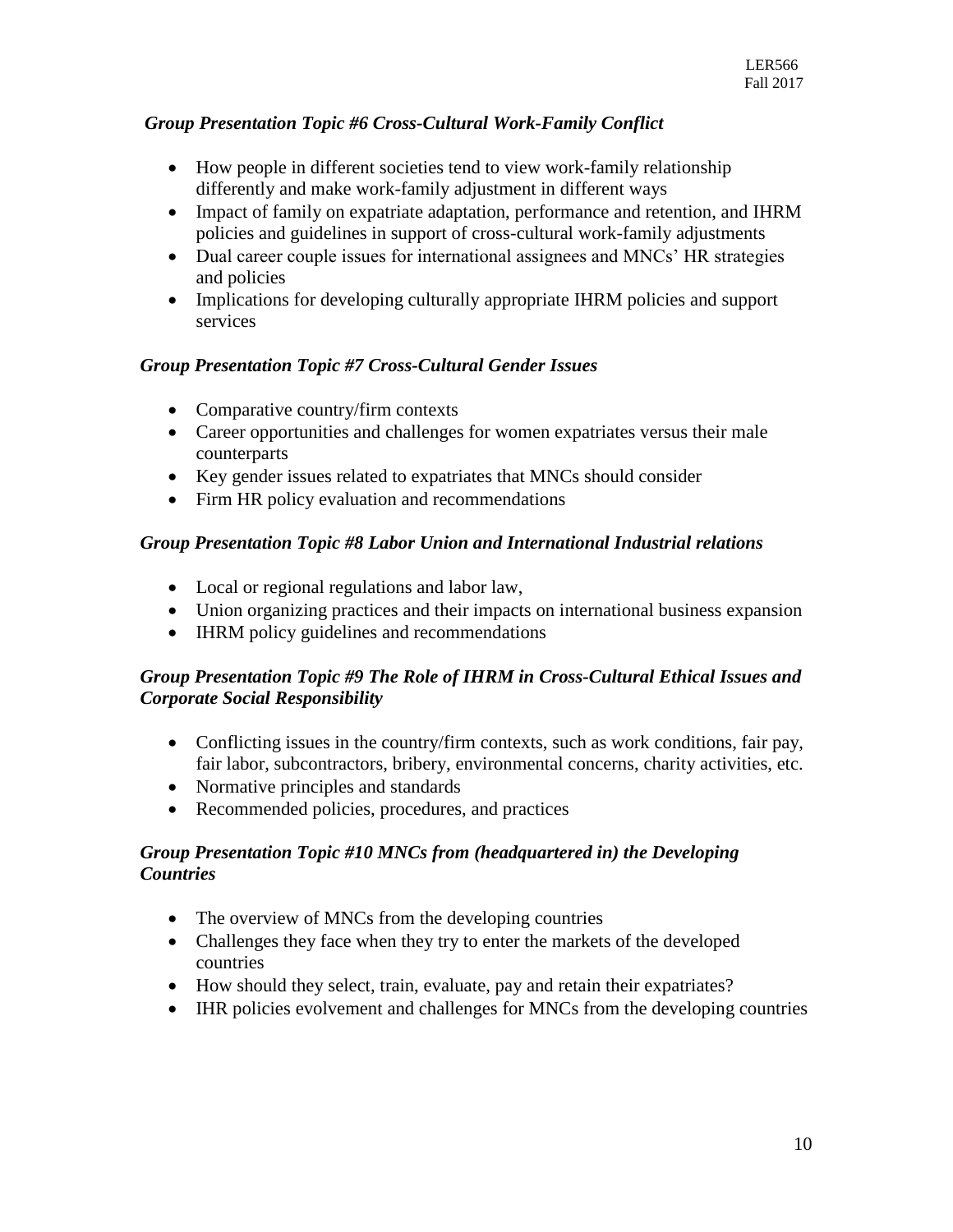### *Group Presentation Topic #6 Cross-Cultural Work-Family Conflict*

- How people in different societies tend to view work-family relationship differently and make work-family adjustment in different ways
- Impact of family on expatriate adaptation, performance and retention, and IHRM policies and guidelines in support of cross-cultural work-family adjustments
- Dual career couple issues for international assignees and MNCs' HR strategies and policies
- Implications for developing culturally appropriate IHRM policies and support services

### *Group Presentation Topic #7 Cross-Cultural Gender Issues*

- Comparative country/firm contexts
- Career opportunities and challenges for women expatriates versus their male counterparts
- Key gender issues related to expatriates that MNCs should consider
- Firm HR policy evaluation and recommendations

### *Group Presentation Topic #8 Labor Union and International Industrial relations*

- Local or regional regulations and labor law,
- Union organizing practices and their impacts on international business expansion
- IHRM policy guidelines and recommendations

### *Group Presentation Topic #9 The Role of IHRM in Cross-Cultural Ethical Issues and Corporate Social Responsibility*

- Conflicting issues in the country/firm contexts, such as work conditions, fair pay, fair labor, subcontractors, bribery, environmental concerns, charity activities, etc.
- Normative principles and standards
- Recommended policies, procedures, and practices

### *Group Presentation Topic #10 MNCs from (headquartered in) the Developing Countries*

- The overview of MNCs from the developing countries
- Challenges they face when they try to enter the markets of the developed countries
- How should they select, train, evaluate, pay and retain their expatriates?
- IHR policies evolvement and challenges for MNCs from the developing countries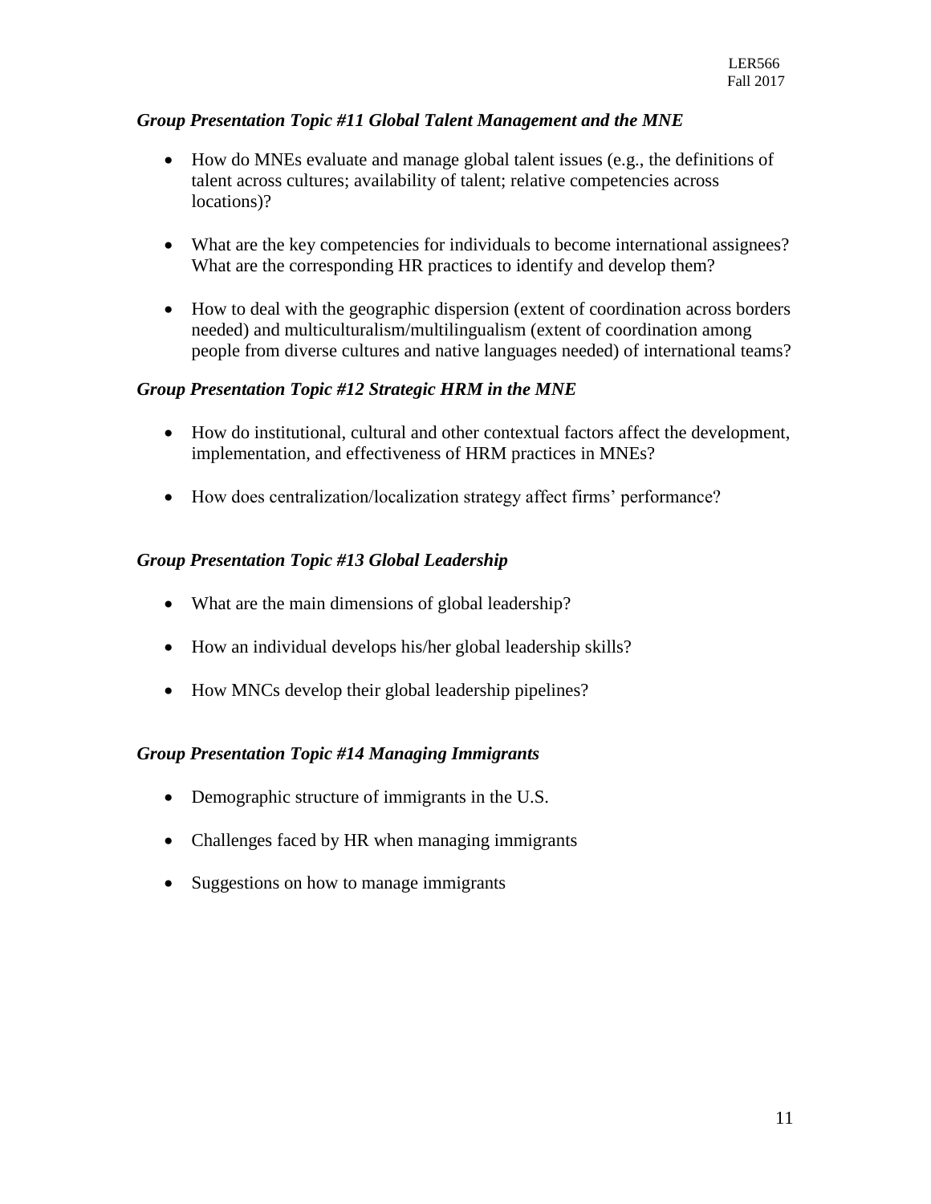### *Group Presentation Topic #11 Global Talent Management and the MNE*

- How do MNEs evaluate and manage global talent issues (e.g., the definitions of talent across cultures; availability of talent; relative competencies across locations)?
- What are the key competencies for individuals to become international assignees? What are the corresponding HR practices to identify and develop them?
- How to deal with the geographic dispersion (extent of coordination across borders needed) and multiculturalism/multilingualism (extent of coordination among people from diverse cultures and native languages needed) of international teams?

### *Group Presentation Topic #12 Strategic HRM in the MNE*

- How do institutional, cultural and other contextual factors affect the development, implementation, and effectiveness of HRM practices in MNEs?
- How does centralization/localization strategy affect firms' performance?

### *Group Presentation Topic #13 Global Leadership*

- What are the main dimensions of global leadership?
- How an individual develops his/her global leadership skills?
- How MNCs develop their global leadership pipelines?

### *Group Presentation Topic #14 Managing Immigrants*

- Demographic structure of immigrants in the U.S.
- Challenges faced by HR when managing immigrants
- Suggestions on how to manage immigrants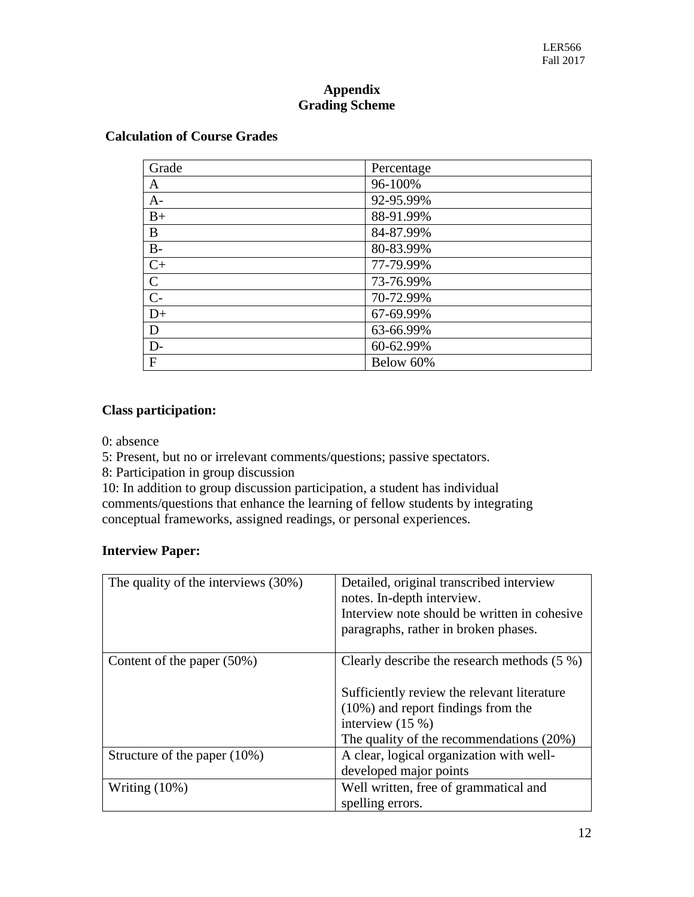# Appendix
## Grading Scheme

### Calculation of Course Grades

| Grade | Percentage |
|---|---|
| A | 96-100% |
| A- | 92-95.99% |
| B+ | 88-91.99% |
| B | 84-87.99% |
| B- | 80-83.99% |
| C+ | 77-79.99% |
| C | 73-76.99% |
| C- | 70-72.99% |
| D+ | 67-69.99% |
| D | 63-66.99% |
| D- | 60-62.99% |
| F | Below 60% |

### Class participation:

0: absence
5: Present, but no or irrelevant comments/questions; passive spectators.
8: Participation in group discussion
10: In addition to group discussion participation, a student has individual comments/questions that enhance the learning of fellow students by integrating conceptual frameworks, assigned readings, or personal experiences.

### Interview Paper:

| | |
|---|---|
| The quality of the interviews (30%) | Detailed, original transcribed interview notes. In-depth interview. Interview note should be written in cohesive paragraphs, rather in broken phases. |
| Content of the paper (50%) | Clearly describe the research methods (5 %)<br><br>Sufficiently review the relevant literature (10%) and report findings from the interview (15 %)<br>The quality of the recommendations (20%) |
| Structure of the paper (10%) | A clear, logical organization with well-developed major points |
| Writing (10%) | Well written, free of grammatical and spelling errors. |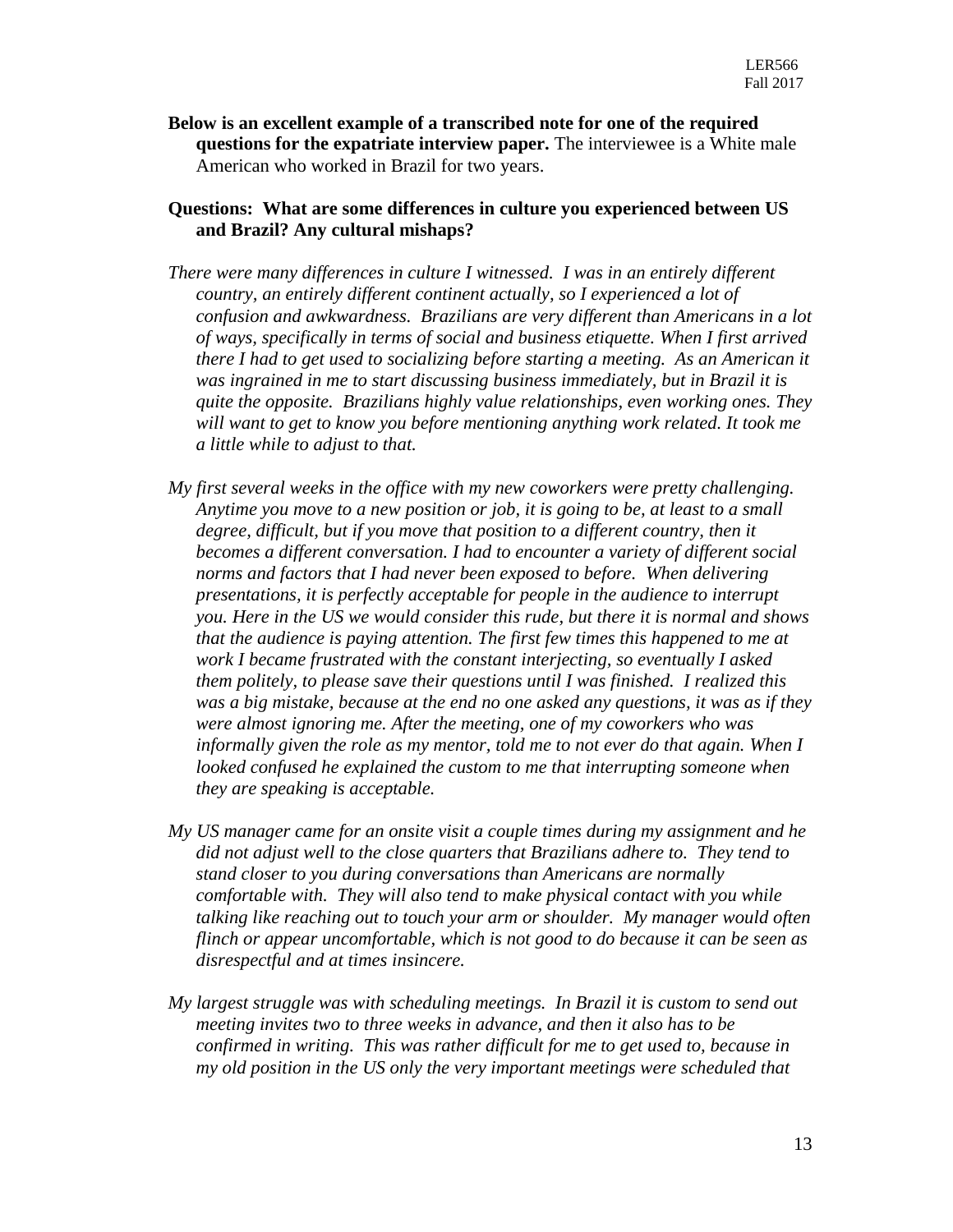**Below is an excellent example of a transcribed note for one of the required questions for the expatriate interview paper.** The interviewee is a White male American who worked in Brazil for two years.

**Questions: What are some differences in culture you experienced between US and Brazil? Any cultural mishaps?**

*There were many differences in culture I witnessed. I was in an entirely different country, an entirely different continent actually, so I experienced a lot of confusion and awkwardness. Brazilians are very different than Americans in a lot of ways, specifically in terms of social and business etiquette. When I first arrived there I had to get used to socializing before starting a meeting. As an American it was ingrained in me to start discussing business immediately, but in Brazil it is quite the opposite. Brazilians highly value relationships, even working ones. They will want to get to know you before mentioning anything work related. It took me a little while to adjust to that.*

*My first several weeks in the office with my new coworkers were pretty challenging. Anytime you move to a new position or job, it is going to be, at least to a small degree, difficult, but if you move that position to a different country, then it becomes a different conversation. I had to encounter a variety of different social norms and factors that I had never been exposed to before. When delivering presentations, it is perfectly acceptable for people in the audience to interrupt you. Here in the US we would consider this rude, but there it is normal and shows that the audience is paying attention. The first few times this happened to me at work I became frustrated with the constant interjecting, so eventually I asked them politely, to please save their questions until I was finished. I realized this was a big mistake, because at the end no one asked any questions, it was as if they were almost ignoring me. After the meeting, one of my coworkers who was informally given the role as my mentor, told me to not ever do that again. When I looked confused he explained the custom to me that interrupting someone when they are speaking is acceptable.*

*My US manager came for an onsite visit a couple times during my assignment and he did not adjust well to the close quarters that Brazilians adhere to. They tend to stand closer to you during conversations than Americans are normally comfortable with. They will also tend to make physical contact with you while talking like reaching out to touch your arm or shoulder. My manager would often flinch or appear uncomfortable, which is not good to do because it can be seen as disrespectful and at times insincere.*

*My largest struggle was with scheduling meetings. In Brazil it is custom to send out meeting invites two to three weeks in advance, and then it also has to be confirmed in writing. This was rather difficult for me to get used to, because in my old position in the US only the very important meetings were scheduled that*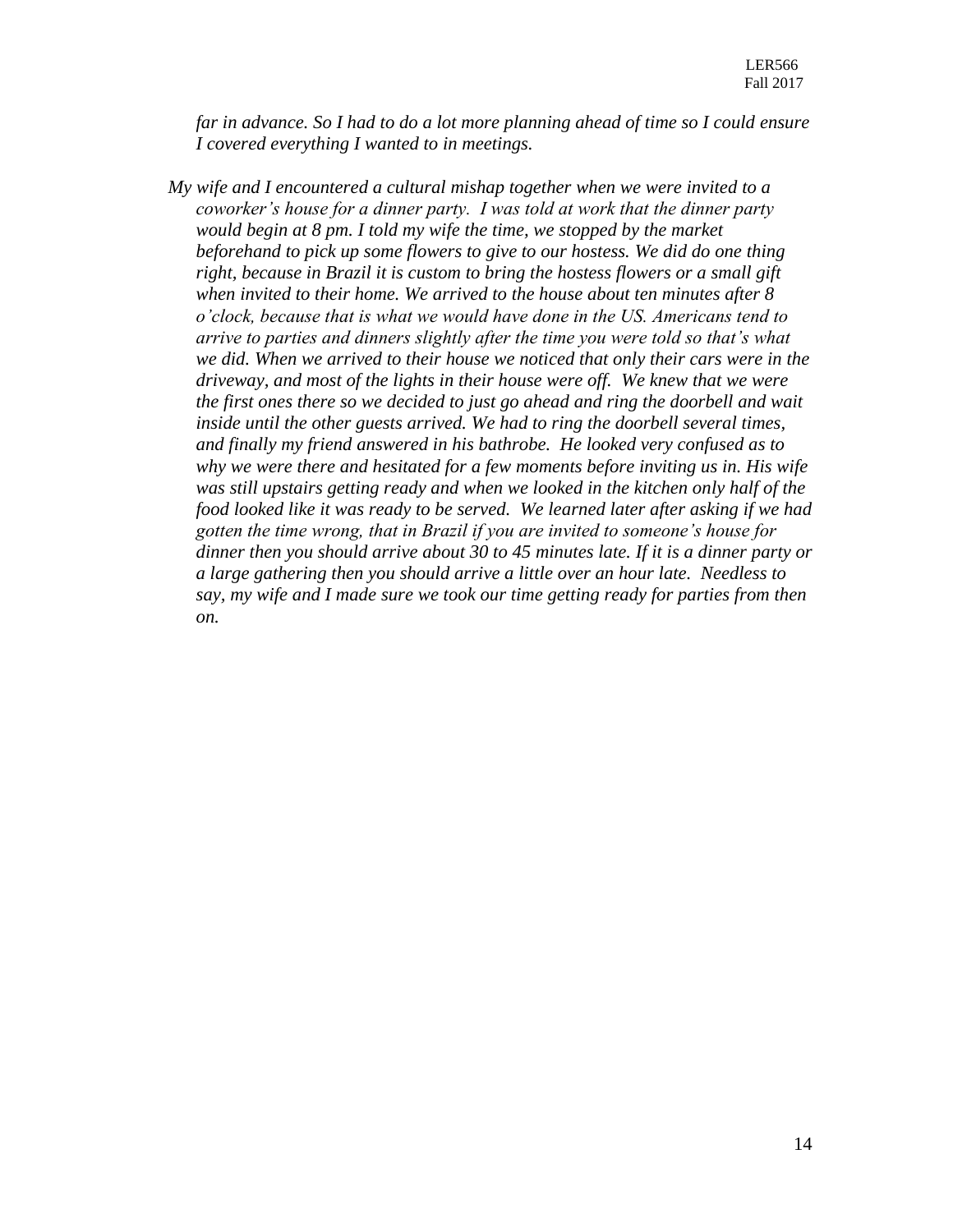*far in advance. So I had to do a lot more planning ahead of time so I could ensure I covered everything I wanted to in meetings.*

*My wife and I encountered a cultural mishap together when we were invited to a coworker's house for a dinner party. I was told at work that the dinner party would begin at 8 pm. I told my wife the time, we stopped by the market beforehand to pick up some flowers to give to our hostess. We did do one thing right, because in Brazil it is custom to bring the hostess flowers or a small gift when invited to their home. We arrived to the house about ten minutes after 8 o'clock, because that is what we would have done in the US. Americans tend to arrive to parties and dinners slightly after the time you were told so that's what we did. When we arrived to their house we noticed that only their cars were in the driveway, and most of the lights in their house were off. We knew that we were the first ones there so we decided to just go ahead and ring the doorbell and wait inside until the other guests arrived. We had to ring the doorbell several times, and finally my friend answered in his bathrobe. He looked very confused as to why we were there and hesitated for a few moments before inviting us in. His wife was still upstairs getting ready and when we looked in the kitchen only half of the food looked like it was ready to be served. We learned later after asking if we had gotten the time wrong, that in Brazil if you are invited to someone's house for dinner then you should arrive about 30 to 45 minutes late. If it is a dinner party or a large gathering then you should arrive a little over an hour late. Needless to say, my wife and I made sure we took our time getting ready for parties from then on.*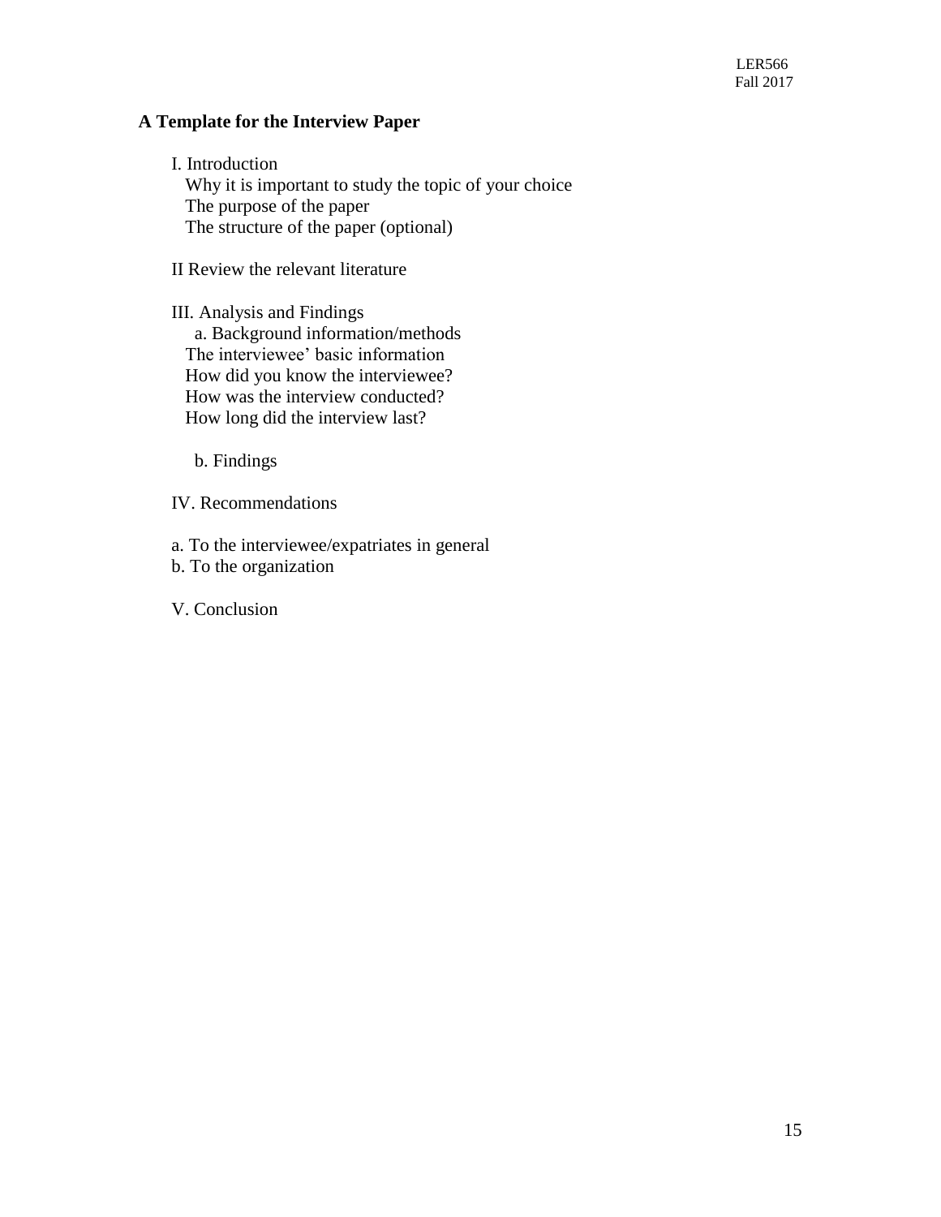## A Template for the Interview Paper

I. Introduction

Why it is important to study the topic of your choice
The purpose of the paper
The structure of the paper (optional)

II Review the relevant literature

III. Analysis and Findings

a. Background information/methods

The interviewee' basic information
How did you know the interviewee?
How was the interview conducted?
How long did the interview last?

b. Findings

IV. Recommendations

a. To the interviewee/expatriates in general
b. To the organization

V. Conclusion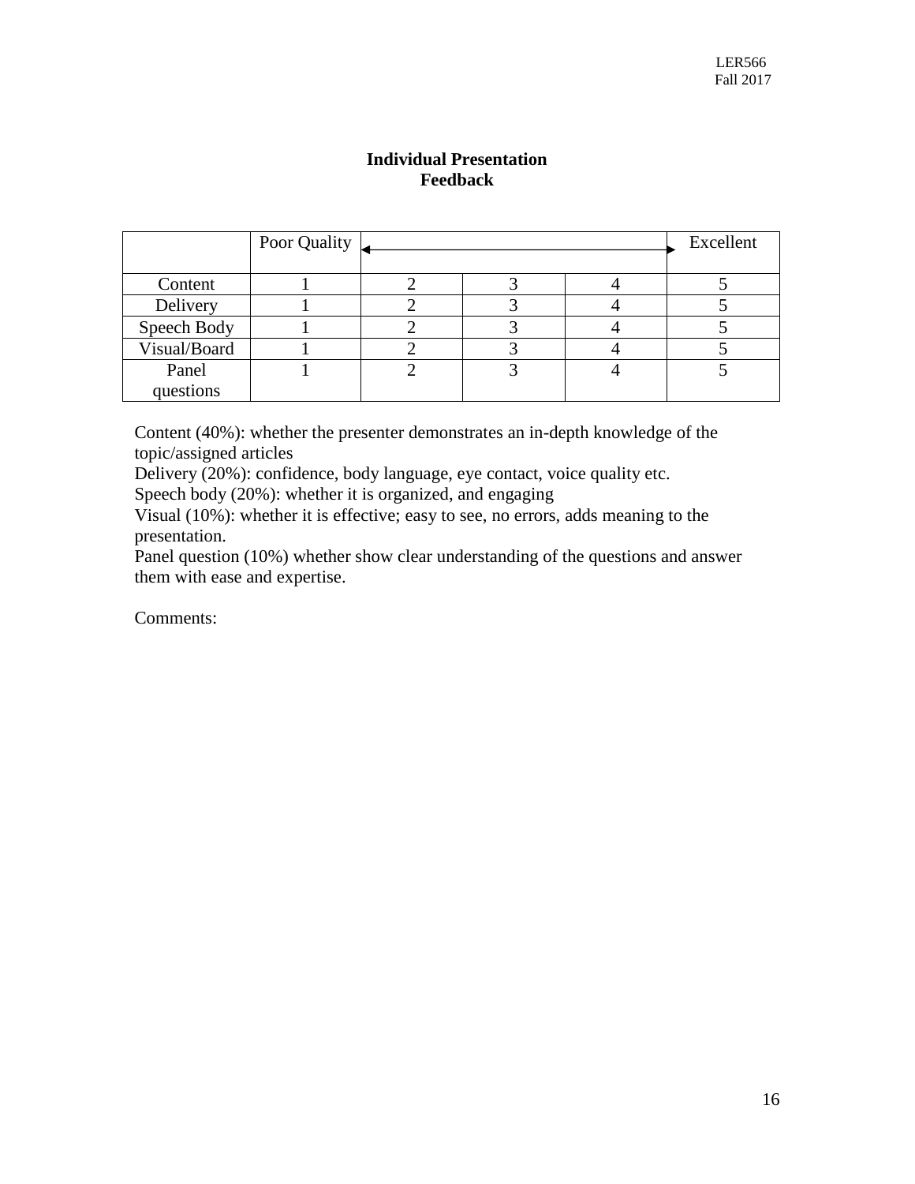**Individual Presentation Feedback**

| | Poor Quality | ← | | → | Excellent |
|---|---|---|---|---|---|
| Content | 1 | 2 | 3 | 4 | 5 |
| Delivery | 1 | 2 | 3 | 4 | 5 |
| Speech Body | 1 | 2 | 3 | 4 | 5 |
| Visual/Board | 1 | 2 | 3 | 4 | 5 |
| Panel questions | 1 | 2 | 3 | 4 | 5 |

Content (40%): whether the presenter demonstrates an in-depth knowledge of the topic/assigned articles
Delivery (20%): confidence, body language, eye contact, voice quality etc.
Speech body (20%): whether it is organized, and engaging
Visual (10%): whether it is effective; easy to see, no errors, adds meaning to the presentation.
Panel question (10%) whether show clear understanding of the questions and answer them with ease and expertise.

Comments: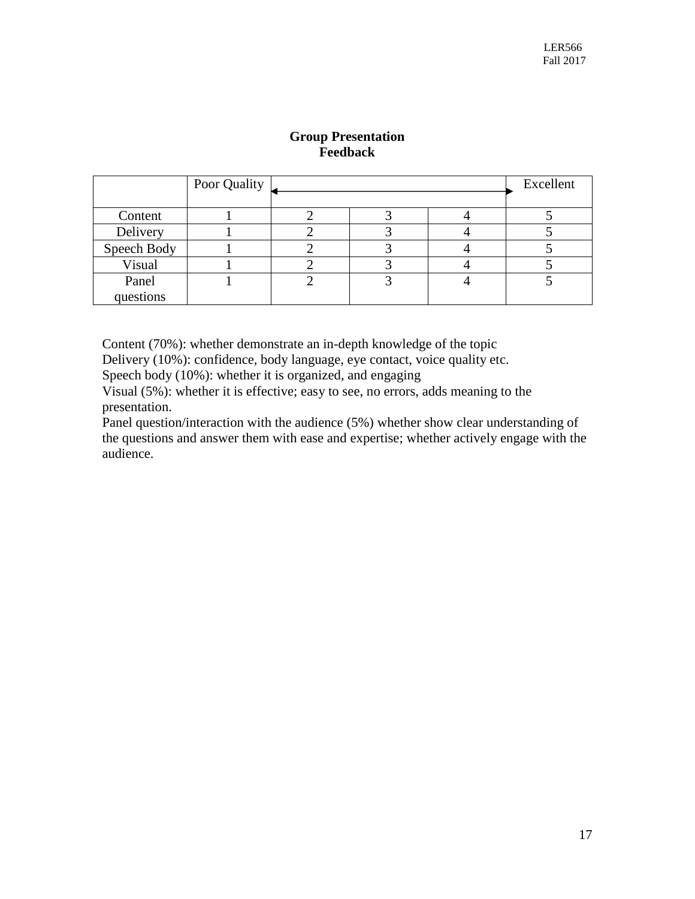**Group Presentation Feedback**

| | Poor Quality | | | | Excellent |
|---|---|---|---|---|---|
| Content | 1 | 2 | 3 | 4 | 5 |
| Delivery | 1 | 2 | 3 | 4 | 5 |
| Speech Body | 1 | 2 | 3 | 4 | 5 |
| Visual | 1 | 2 | 3 | 4 | 5 |
| Panel questions | 1 | 2 | 3 | 4 | 5 |

Content (70%): whether demonstrate an in-depth knowledge of the topic
Delivery (10%): confidence, body language, eye contact, voice quality etc.
Speech body (10%): whether it is organized, and engaging
Visual (5%): whether it is effective; easy to see, no errors, adds meaning to the presentation.
Panel question/interaction with the audience (5%) whether show clear understanding of the questions and answer them with ease and expertise; whether actively engage with the audience.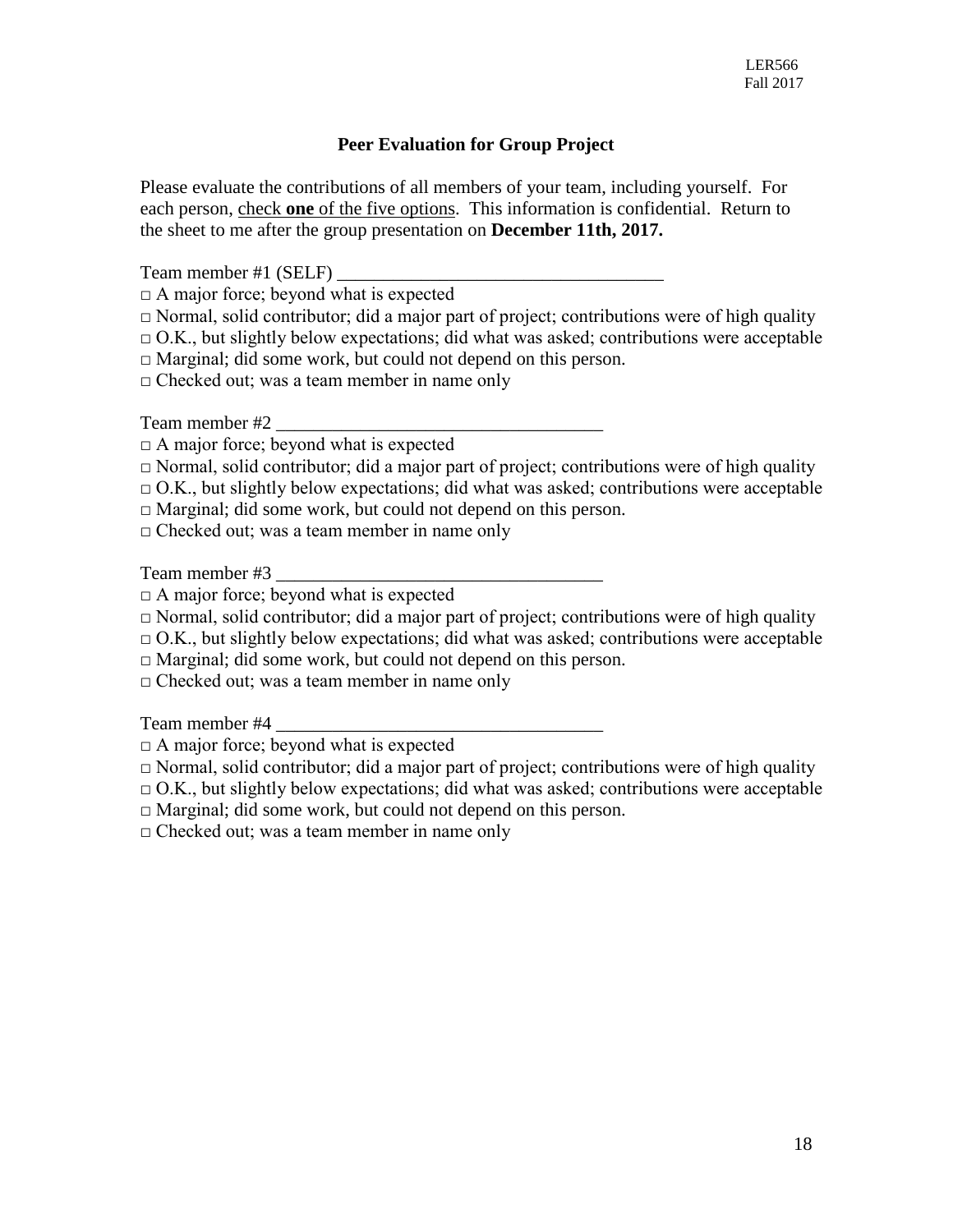LER566
Fall 2017

## Peer Evaluation for Group Project

Please evaluate the contributions of all members of your team, including yourself. For each person, <u>check **one** of the five options</u>. This information is confidential. Return to the sheet to me after the group presentation on **December 11th, 2017.**

Team member #1 (SELF) ___________________________________

□ A major force; beyond what is expected
□ Normal, solid contributor; did a major part of project; contributions were of high quality
□ O.K., but slightly below expectations; did what was asked; contributions were acceptable
□ Marginal; did some work, but could not depend on this person.
□ Checked out; was a team member in name only

Team member #2 ___________________________________

□ A major force; beyond what is expected
□ Normal, solid contributor; did a major part of project; contributions were of high quality
□ O.K., but slightly below expectations; did what was asked; contributions were acceptable
□ Marginal; did some work, but could not depend on this person.
□ Checked out; was a team member in name only

Team member #3 ___________________________________

□ A major force; beyond what is expected
□ Normal, solid contributor; did a major part of project; contributions were of high quality
□ O.K., but slightly below expectations; did what was asked; contributions were acceptable
□ Marginal; did some work, but could not depend on this person.
□ Checked out; was a team member in name only

Team member #4 ___________________________________

□ A major force; beyond what is expected
□ Normal, solid contributor; did a major part of project; contributions were of high quality
□ O.K., but slightly below expectations; did what was asked; contributions were acceptable
□ Marginal; did some work, but could not depend on this person.
□ Checked out; was a team member in name only